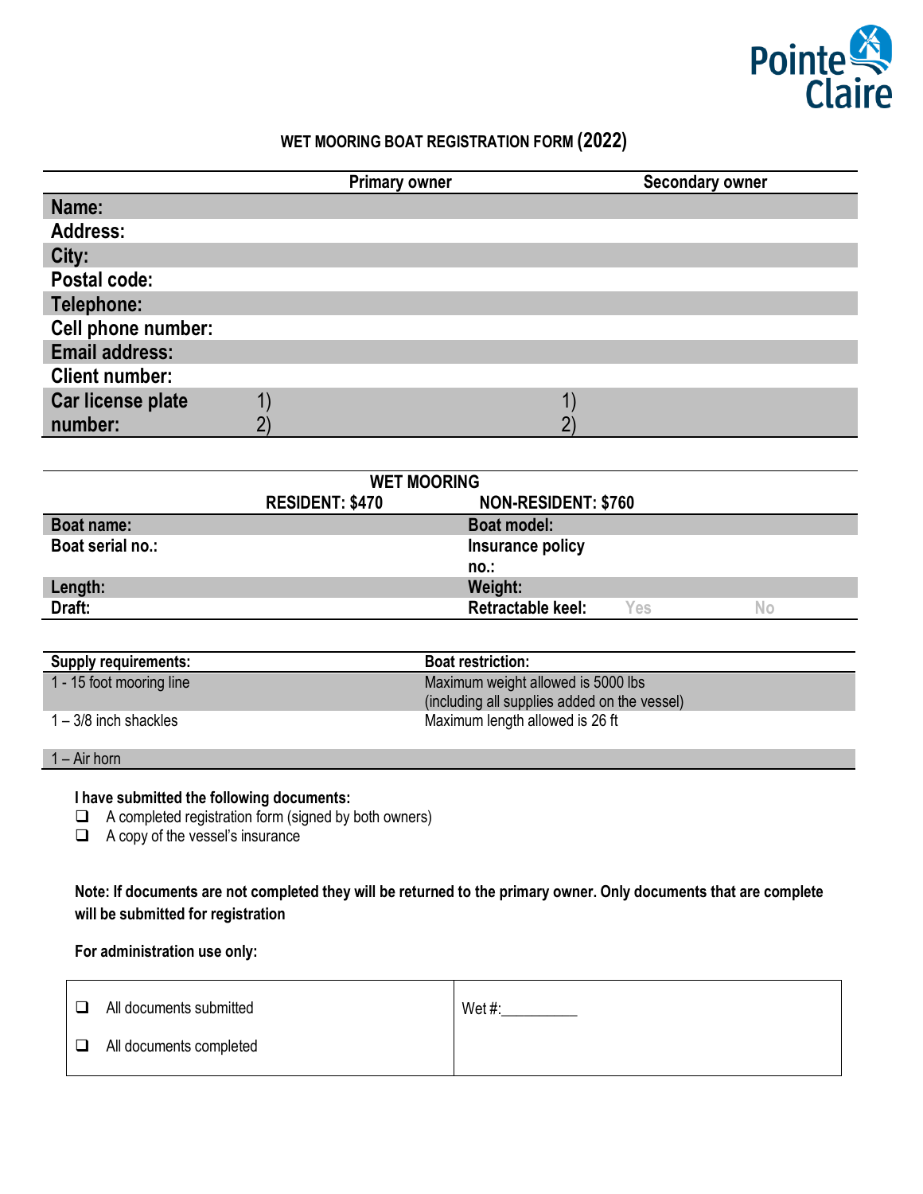Pointe Claire

# WET MOORING BOAT REGISTRATION FORM (2022)

| | Primary owner | Secondary owner |
|---|---|---|
| **Name:** | | |
| **Address:** | | |
| **City:** | | |
| **Postal code:** | | |
| **Telephone:** | | |
| **Cell phone number:** | | |
| **Email address:** | | |
| **Client number:** | | |
| **Car license plate number:** | 1)<br>2) | 1)<br>2) |

| WET MOORING | |
|---|---|
| **RESIDENT: $470** | **NON-RESIDENT: $760** |
| **Boat name:** | **Boat model:** |
| **Boat serial no.:** | **Insurance policy no.:** |
| **Length:** | **Weight:** |
| **Draft:** | **Retractable keel:** Yes No |

| Supply requirements: | Boat restriction: |
|---|---|
| 1 - 15 foot mooring line | Maximum weight allowed is 5000 lbs (including all supplies added on the vessel) |
| 1 – 3/8 inch shackles | Maximum length allowed is 26 ft |
| 1 – Air horn | |

**I have submitted the following documents:**

- ❑ A completed registration form (signed by both owners)
- ❑ A copy of the vessel's insurance

**Note: If documents are not completed they will be returned to the primary owner. Only documents that are complete will be submitted for registration**

**For administration use only:**

| | |
|---|---|
| ❑ All documents submitted<br>❑ All documents completed | Wet #:__________ |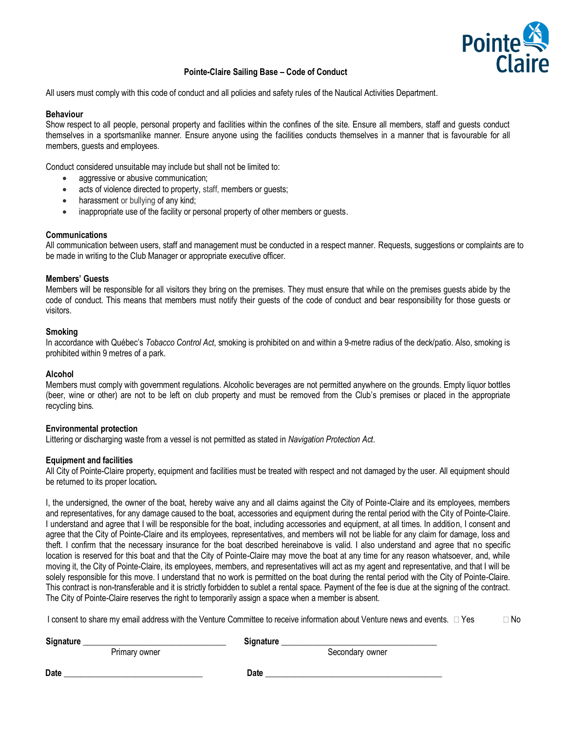# Pointe-Claire Sailing Base – Code of Conduct

All users must comply with this code of conduct and all policies and safety rules of the Nautical Activities Department.

**Behaviour**

Show respect to all people, personal property and facilities within the confines of the site. Ensure all members, staff and guests conduct themselves in a sportsmanlike manner. Ensure anyone using the facilities conducts themselves in a manner that is favourable for all members, guests and employees.

Conduct considered unsuitable may include but shall not be limited to:

- aggressive or abusive communication;
- acts of violence directed to property, staff, members or guests;
- harassment or bullying of any kind;
- inappropriate use of the facility or personal property of other members or guests.

**Communications**

All communication between users, staff and management must be conducted in a respect manner. Requests, suggestions or complaints are to be made in writing to the Club Manager or appropriate executive officer.

**Members' Guests**

Members will be responsible for all visitors they bring on the premises. They must ensure that while on the premises guests abide by the code of conduct. This means that members must notify their guests of the code of conduct and bear responsibility for those guests or visitors.

**Smoking**

In accordance with Québec's *Tobacco Control Act*, smoking is prohibited on and within a 9-metre radius of the deck/patio. Also, smoking is prohibited within 9 metres of a park.

**Alcohol**

Members must comply with government regulations. Alcoholic beverages are not permitted anywhere on the grounds. Empty liquor bottles (beer, wine or other) are not to be left on club property and must be removed from the Club's premises or placed in the appropriate recycling bins.

**Environmental protection**

Littering or discharging waste from a vessel is not permitted as stated in *Navigation Protection Act*.

**Equipment and facilities**

All City of Pointe-Claire property, equipment and facilities must be treated with respect and not damaged by the user. All equipment should be returned to its proper location.

I, the undersigned, the owner of the boat, hereby waive any and all claims against the City of Pointe-Claire and its employees, members and representatives, for any damage caused to the boat, accessories and equipment during the rental period with the City of Pointe-Claire. I understand and agree that I will be responsible for the boat, including accessories and equipment, at all times. In addition, I consent and agree that the City of Pointe-Claire and its employees, representatives, and members will not be liable for any claim for damage, loss and theft. I confirm that the necessary insurance for the boat described hereinabove is valid. I also understand and agree that no specific location is reserved for this boat and that the City of Pointe-Claire may move the boat at any time for any reason whatsoever, and, while moving it, the City of Pointe-Claire, its employees, members, and representatives will act as my agent and representative, and that I will be solely responsible for this move. I understand that no work is permitted on the boat during the rental period with the City of Pointe-Claire. This contract is non-transferable and it is strictly forbidden to sublet a rental space. Payment of the fee is due at the signing of the contract. The City of Pointe-Claire reserves the right to temporarily assign a space when a member is absent.

I consent to share my email address with the Venture Committee to receive information about Venture news and events. ☐ Yes ☐ No

**Signature** ______________________________ **Signature** ______________________________
Primary owner Secondary owner

**Date** ______________________________ **Date** ______________________________